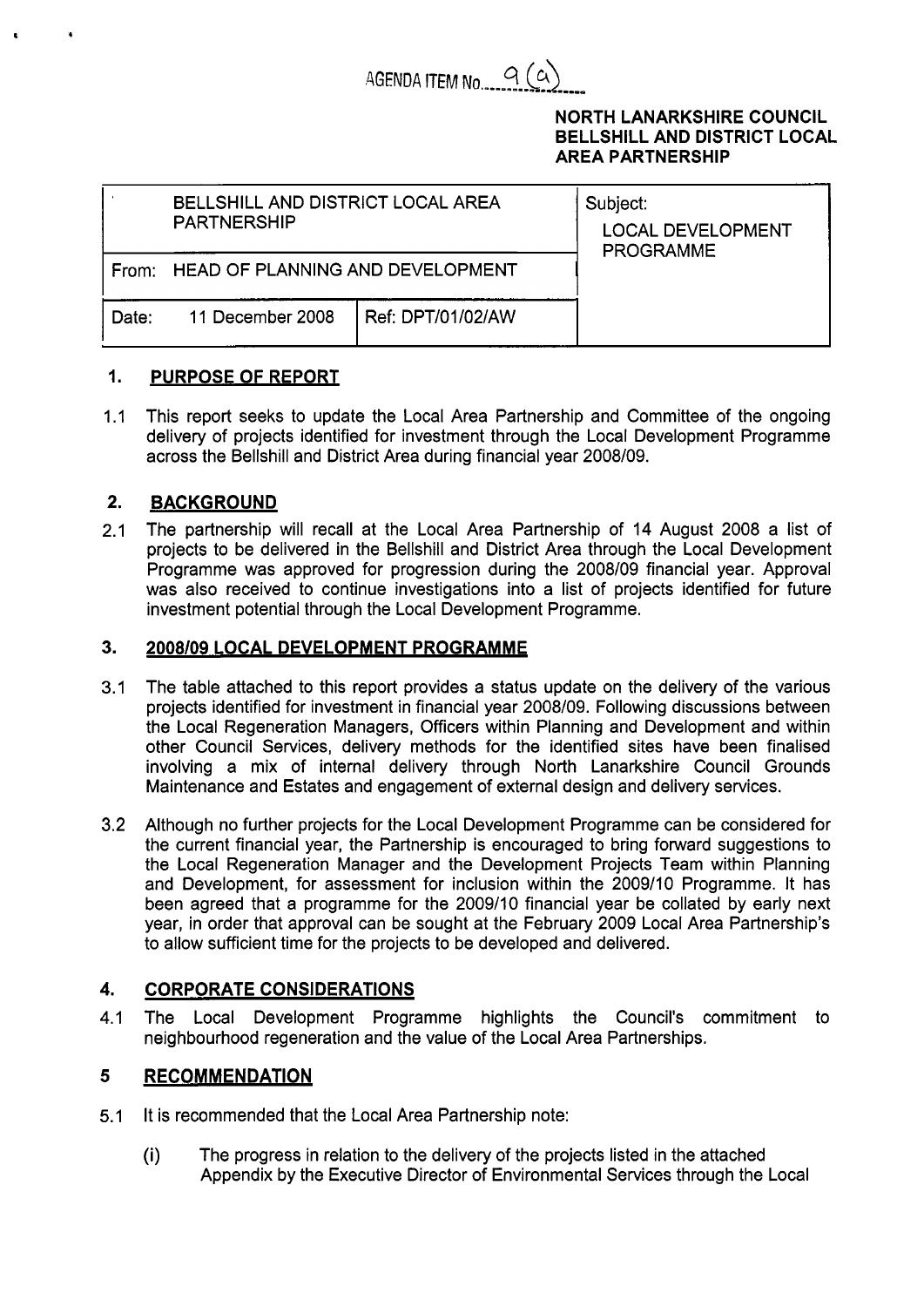AGENDA ITEM No. 9 (a)

**NORTH LANARKSHIRE COUNCIL**
**BELLSHILL AND DISTRICT LOCAL AREA PARTNERSHIP**

| BELLSHILL AND DISTRICT LOCAL AREA PARTNERSHIP | | Subject: LOCAL DEVELOPMENT PROGRAMME |
|---|---|---|
| From: HEAD OF PLANNING AND DEVELOPMENT | | |
| Date: 11 December 2008 | Ref: DPT/01/02/AW | |

## 1. PURPOSE OF REPORT

1.1 This report seeks to update the Local Area Partnership and Committee of the ongoing delivery of projects identified for investment through the Local Development Programme across the Bellshill and District Area during financial year 2008/09.

## 2. BACKGROUND

2.1 The partnership will recall at the Local Area Partnership of 14 August 2008 a list of projects to be delivered in the Bellshill and District Area through the Local Development Programme was approved for progression during the 2008/09 financial year. Approval was also received to continue investigations into a list of projects identified for future investment potential through the Local Development Programme.

## 3. 2008/09 LOCAL DEVELOPMENT PROGRAMME

3.1 The table attached to this report provides a status update on the delivery of the various projects identified for investment in financial year 2008/09. Following discussions between the Local Regeneration Managers, Officers within Planning and Development and within other Council Services, delivery methods for the identified sites have been finalised involving a mix of internal delivery through North Lanarkshire Council Grounds Maintenance and Estates and engagement of external design and delivery services.

3.2 Although no further projects for the Local Development Programme can be considered for the current financial year, the Partnership is encouraged to bring forward suggestions to the Local Regeneration Manager and the Development Projects Team within Planning and Development, for assessment for inclusion within the 2009/10 Programme. It has been agreed that a programme for the 2009/10 financial year be collated by early next year, in order that approval can be sought at the February 2009 Local Area Partnership's to allow sufficient time for the projects to be developed and delivered.

## 4. CORPORATE CONSIDERATIONS

4.1 The Local Development Programme highlights the Council's commitment to neighbourhood regeneration and the value of the Local Area Partnerships.

## 5 RECOMMENDATION

5.1 It is recommended that the Local Area Partnership note:

(i) The progress in relation to the delivery of the projects listed in the attached Appendix by the Executive Director of Environmental Services through the Local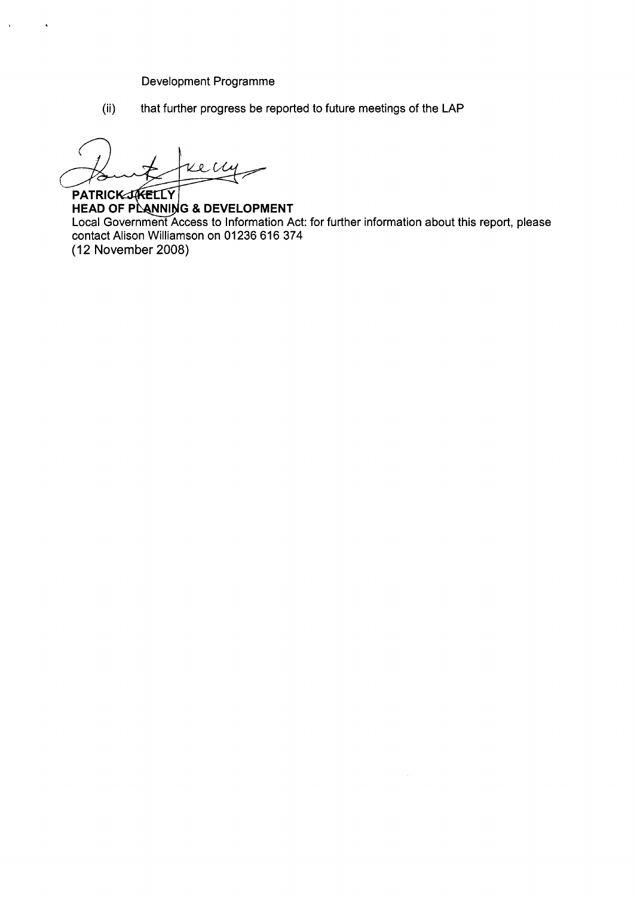Development Programme

(ii) that further progress be reported to future meetings of the LAP

**PATRICK J KELLY**
**HEAD OF PLANNING & DEVELOPMENT**
Local Government Access to Information Act: for further information about this report, please contact Alison Williamson on 01236 616 374
(12 November 2008)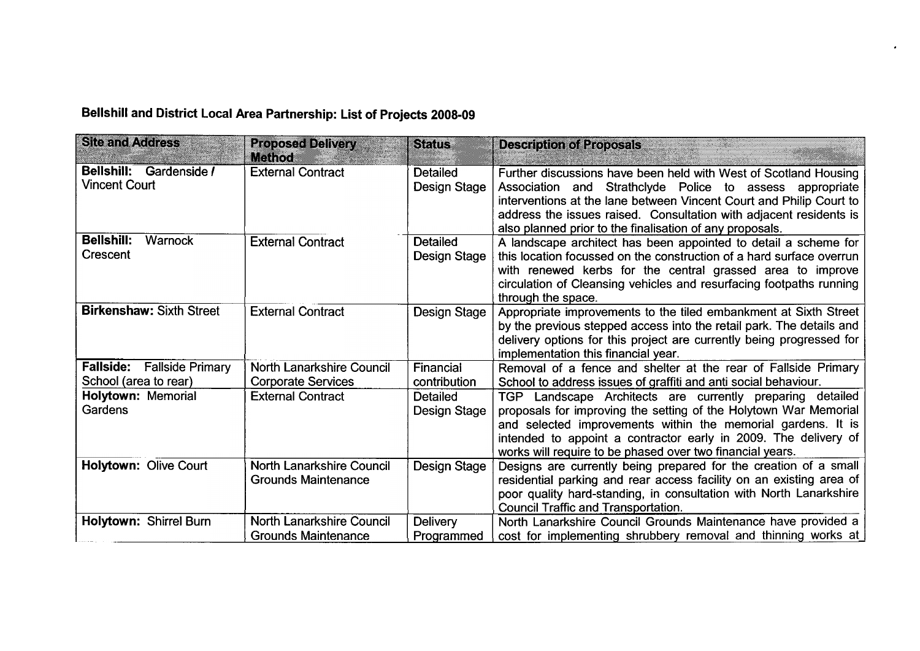## Bellshill and District Local Area Partnership: List of Projects 2008-09

| Site and Address | Proposed Delivery Method | Status | Description of Proposals |
|---|---|---|---|
| **Bellshill:** Gardenside / Vincent Court | External Contract | Detailed Design Stage | Further discussions have been held with West of Scotland Housing Association and Strathclyde Police to assess appropriate interventions at the lane between Vincent Court and Philip Court to address the issues raised. Consultation with adjacent residents is also planned prior to the finalisation of any proposals. |
| **Bellshill:** Warnock Crescent | External Contract | Detailed Design Stage | A landscape architect has been appointed to detail a scheme for this location focussed on the construction of a hard surface overrun with renewed kerbs for the central grassed area to improve circulation of Cleansing vehicles and resurfacing footpaths running through the space. |
| **Birkenshaw:** Sixth Street | External Contract | Design Stage | Appropriate improvements to the tiled embankment at Sixth Street by the previous stepped access into the retail park. The details and delivery options for this project are currently being progressed for implementation this financial year. |
| **Fallside:** Fallside Primary School (area to rear) | North Lanarkshire Council Corporate Services | Financial contribution | Removal of a fence and shelter at the rear of Fallside Primary School to address issues of graffiti and anti social behaviour. |
| **Holytown:** Memorial Gardens | External Contract | Detailed Design Stage | TGP Landscape Architects are currently preparing detailed proposals for improving the setting of the Holytown War Memorial and selected improvements within the memorial gardens. It is intended to appoint a contractor early in 2009. The delivery of works will require to be phased over two financial years. |
| **Holytown:** Olive Court | North Lanarkshire Council Grounds Maintenance | Design Stage | Designs are currently being prepared for the creation of a small residential parking and rear access facility on an existing area of poor quality hard-standing, in consultation with North Lanarkshire Council Traffic and Transportation. |
| **Holytown:** Shirrel Burn | North Lanarkshire Council Grounds Maintenance | Delivery Programmed | North Lanarkshire Council Grounds Maintenance have provided a cost for implementing shrubbery removal and thinning works at |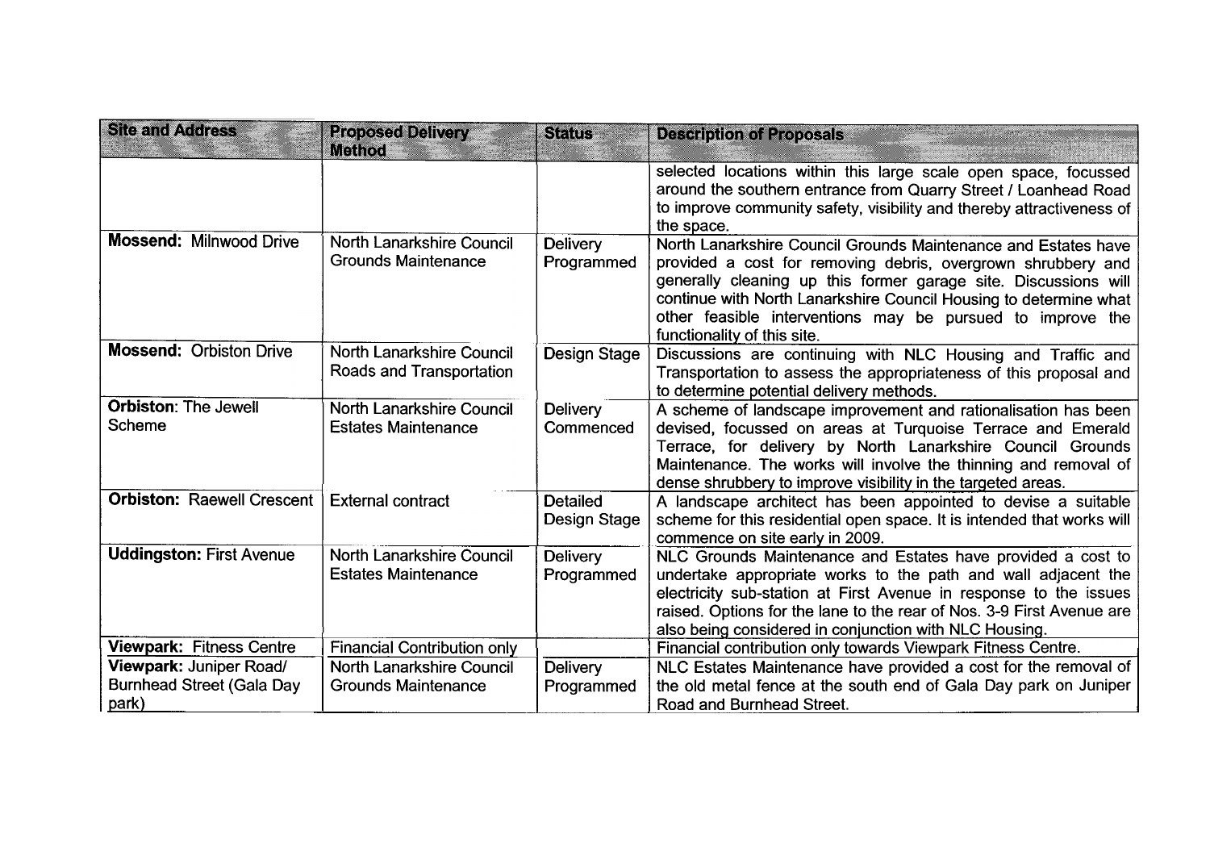| Site and Address | Proposed Delivery Method | Status | Description of Proposals |
|---|---|---|---|
| | | | selected locations within this large scale open space, focussed around the southern entrance from Quarry Street / Loanhead Road to improve community safety, visibility and thereby attractiveness of the space. |
| **Mossend:** Milnwood Drive | North Lanarkshire Council Grounds Maintenance | Delivery Programmed | North Lanarkshire Council Grounds Maintenance and Estates have provided a cost for removing debris, overgrown shrubbery and generally cleaning up this former garage site. Discussions will continue with North Lanarkshire Council Housing to determine what other feasible interventions may be pursued to improve the functionality of this site. |
| **Mossend:** Orbiston Drive | North Lanarkshire Council Roads and Transportation | Design Stage | Discussions are continuing with NLC Housing and Traffic and Transportation to assess the appropriateness of this proposal and to determine potential delivery methods. |
| **Orbiston**: The Jewell Scheme | North Lanarkshire Council Estates Maintenance | Delivery Commenced | A scheme of landscape improvement and rationalisation has been devised, focussed on areas at Turquoise Terrace and Emerald Terrace, for delivery by North Lanarkshire Council Grounds Maintenance. The works will involve the thinning and removal of dense shrubbery to improve visibility in the targeted areas. |
| **Orbiston:** Raewell Crescent | External contract | Detailed Design Stage | A landscape architect has been appointed to devise a suitable scheme for this residential open space. It is intended that works will commence on site early in 2009. |
| **Uddingston:** First Avenue | North Lanarkshire Council Estates Maintenance | Delivery Programmed | NLC Grounds Maintenance and Estates have provided a cost to undertake appropriate works to the path and wall adjacent the electricity sub-station at First Avenue in response to the issues raised. Options for the lane to the rear of Nos. 3-9 First Avenue are also being considered in conjunction with NLC Housing. |
| **Viewpark:** Fitness Centre | Financial Contribution only | | Financial contribution only towards Viewpark Fitness Centre. |
| **Viewpark:** Juniper Road/ Burnhead Street (Gala Day park) | North Lanarkshire Council Grounds Maintenance | Delivery Programmed | NLC Estates Maintenance have provided a cost for the removal of the old metal fence at the south end of Gala Day park on Juniper Road and Burnhead Street. |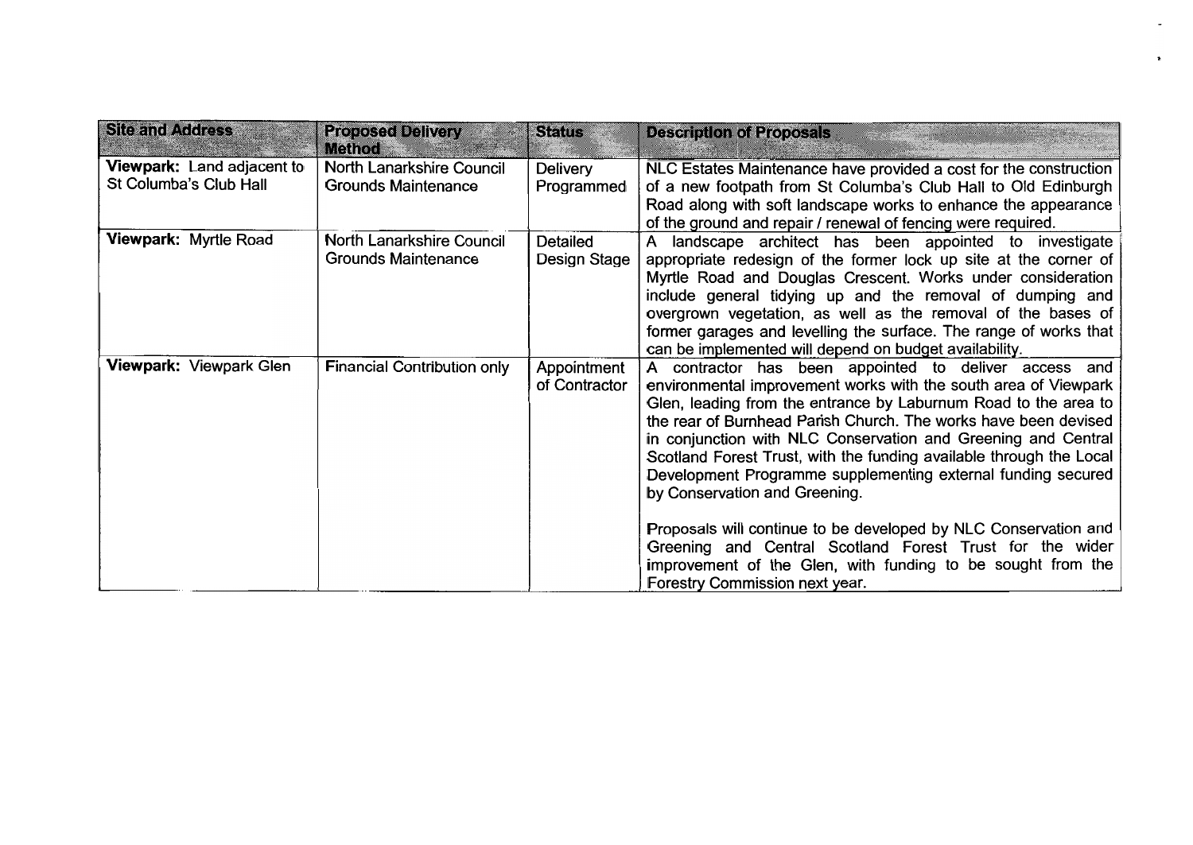| Site and Address | Proposed Delivery Method | Status | Description of Proposals |
| --- | --- | --- | --- |
| **Viewpark:** Land adjacent to St Columba's Club Hall | North Lanarkshire Council Grounds Maintenance | Delivery Programmed | NLC Estates Maintenance have provided a cost for the construction of a new footpath from St Columba's Club Hall to Old Edinburgh Road along with soft landscape works to enhance the appearance of the ground and repair / renewal of fencing were required. |
| **Viewpark:** Myrtle Road | North Lanarkshire Council Grounds Maintenance | Detailed Design Stage | A landscape architect has been appointed to investigate appropriate redesign of the former lock up site at the corner of Myrtle Road and Douglas Crescent. Works under consideration include general tidying up and the removal of dumping and overgrown vegetation, as well as the removal of the bases of former garages and levelling the surface. The range of works that can be implemented will depend on budget availability. |
| **Viewpark:** Viewpark Glen | Financial Contribution only | Appointment of Contractor | A contractor has been appointed to deliver access and environmental improvement works with the south area of Viewpark Glen, leading from the entrance by Laburnum Road to the area to the rear of Burnhead Parish Church. The works have been devised in conjunction with NLC Conservation and Greening and Central Scotland Forest Trust, with the funding available through the Local Development Programme supplementing external funding secured by Conservation and Greening.<br><br>Proposals will continue to be developed by NLC Conservation and Greening and Central Scotland Forest Trust for the wider improvement of the Glen, with funding to be sought from the Forestry Commission next year. |